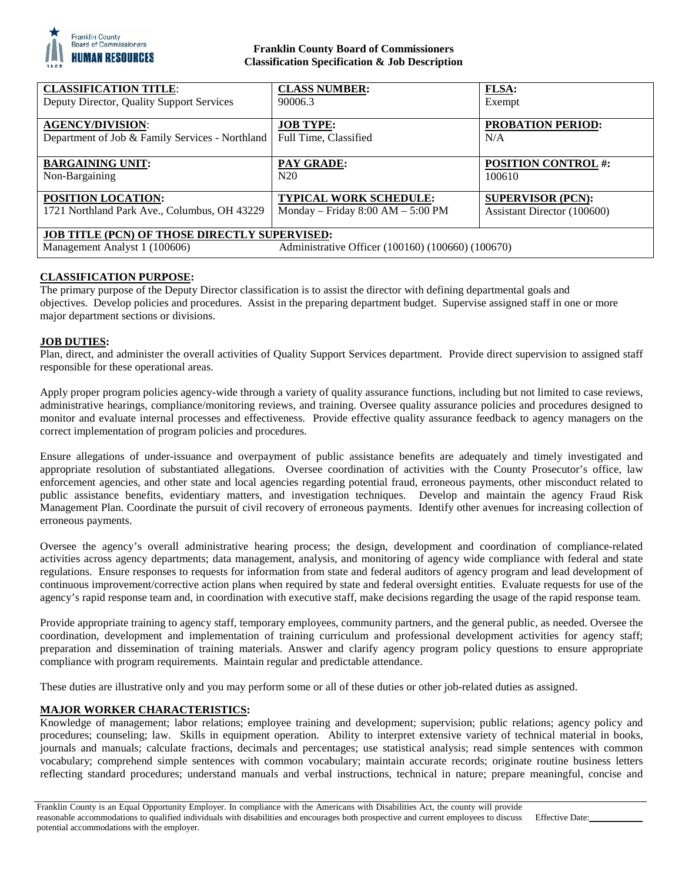**Franklin County Board of Commissioners**
**Classification Specification & Job Description**

| **CLASSIFICATION TITLE**: | **CLASS NUMBER:** | **FLSA:** |
|---|---|---|
| Deputy Director, Quality Support Services | 90006.3 | Exempt |
| **AGENCY/DIVISION**: | **JOB TYPE:** | **PROBATION PERIOD:** |
| Department of Job & Family Services - Northland | Full Time, Classified | N/A |
| **BARGAINING UNIT:** | **PAY GRADE:** | **POSITION CONTROL #:** |
| Non-Bargaining | N20 | 100610 |
| **POSITION LOCATION:** | **TYPICAL WORK SCHEDULE:** | **SUPERVISOR (PCN):** |
| 1721 Northland Park Ave., Columbus, OH 43229 | Monday – Friday 8:00 AM – 5:00 PM | Assistant Director (100600) |
| **JOB TITLE (PCN) OF THOSE DIRECTLY SUPERVISED:** | | |
| Management Analyst 1 (100606) | Administrative Officer (100160) (100660) (100670) | |

## CLASSIFICATION PURPOSE:

The primary purpose of the Deputy Director classification is to assist the director with defining departmental goals and objectives. Develop policies and procedures. Assist in the preparing department budget. Supervise assigned staff in one or more major department sections or divisions.

## JOB DUTIES:

Plan, direct, and administer the overall activities of Quality Support Services department. Provide direct supervision to assigned staff responsible for these operational areas.

Apply proper program policies agency-wide through a variety of quality assurance functions, including but not limited to case reviews, administrative hearings, compliance/monitoring reviews, and training. Oversee quality assurance policies and procedures designed to monitor and evaluate internal processes and effectiveness. Provide effective quality assurance feedback to agency managers on the correct implementation of program policies and procedures.

Ensure allegations of under-issuance and overpayment of public assistance benefits are adequately and timely investigated and appropriate resolution of substantiated allegations. Oversee coordination of activities with the County Prosecutor's office, law enforcement agencies, and other state and local agencies regarding potential fraud, erroneous payments, other misconduct related to public assistance benefits, evidentiary matters, and investigation techniques. Develop and maintain the agency Fraud Risk Management Plan. Coordinate the pursuit of civil recovery of erroneous payments. Identify other avenues for increasing collection of erroneous payments.

Oversee the agency's overall administrative hearing process; the design, development and coordination of compliance-related activities across agency departments; data management, analysis, and monitoring of agency wide compliance with federal and state regulations. Ensure responses to requests for information from state and federal auditors of agency program and lead development of continuous improvement/corrective action plans when required by state and federal oversight entities. Evaluate requests for use of the agency's rapid response team and, in coordination with executive staff, make decisions regarding the usage of the rapid response team.

Provide appropriate training to agency staff, temporary employees, community partners, and the general public, as needed. Oversee the coordination, development and implementation of training curriculum and professional development activities for agency staff; preparation and dissemination of training materials. Answer and clarify agency program policy questions to ensure appropriate compliance with program requirements. Maintain regular and predictable attendance.

These duties are illustrative only and you may perform some or all of these duties or other job-related duties as assigned.

## MAJOR WORKER CHARACTERISTICS:

Knowledge of management; labor relations; employee training and development; supervision; public relations; agency policy and procedures; counseling; law. Skills in equipment operation. Ability to interpret extensive variety of technical material in books, journals and manuals; calculate fractions, decimals and percentages; use statistical analysis; read simple sentences with common vocabulary; comprehend simple sentences with common vocabulary; maintain accurate records; originate routine business letters reflecting standard procedures; understand manuals and verbal instructions, technical in nature; prepare meaningful, concise and

Franklin County is an Equal Opportunity Employer. In compliance with the Americans with Disabilities Act, the county will provide reasonable accommodations to qualified individuals with disabilities and encourages both prospective and current employees to discuss potential accommodations with the employer. Effective Date:___________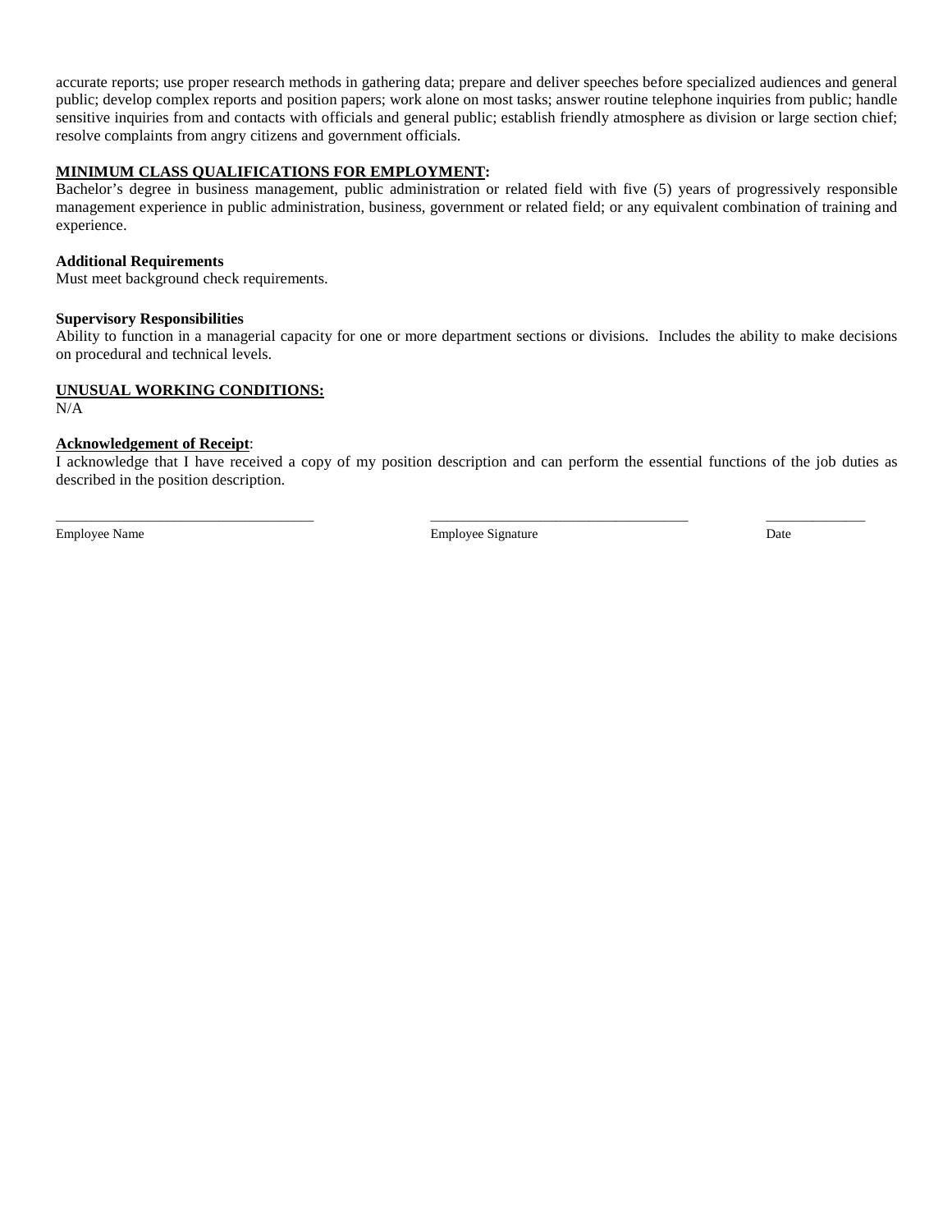accurate reports; use proper research methods in gathering data; prepare and deliver speeches before specialized audiences and general public; develop complex reports and position papers; work alone on most tasks; answer routine telephone inquiries from public; handle sensitive inquiries from and contacts with officials and general public; establish friendly atmosphere as division or large section chief; resolve complaints from angry citizens and government officials.

**MINIMUM CLASS QUALIFICATIONS FOR EMPLOYMENT:**

Bachelor's degree in business management, public administration or related field with five (5) years of progressively responsible management experience in public administration, business, government or related field; or any equivalent combination of training and experience.

**Additional Requirements**

Must meet background check requirements.

**Supervisory Responsibilities**

Ability to function in a managerial capacity for one or more department sections or divisions. Includes the ability to make decisions on procedural and technical levels.

**UNUSUAL WORKING CONDITIONS:**

N/A

**Acknowledgement of Receipt**:

I acknowledge that I have received a copy of my position description and can perform the essential functions of the job duties as described in the position description.

| | | |
|---|---|---|
| ___________________________________ | ___________________________________ | _____________ |
| Employee Name | Employee Signature | Date |